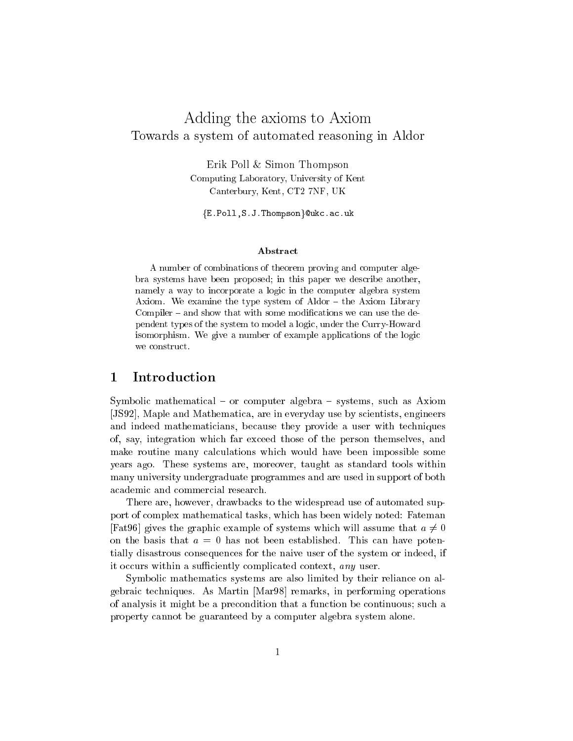# Adding the axioms to Axiom
## Towards a system of automated reasoning in Aldor

Erik Poll & Simon Thompson
Computing Laboratory, University of Kent
Canterbury, Kent, CT2 7NF, UK

{E.Poll,S.J.Thompson}@ukc.ac.uk

### Abstract

A number of combinations of theorem proving and computer algebra systems have been proposed; in this paper we describe another, namely a way to incorporate a logic in the computer algebra system Axiom. We examine the type system of Aldor – the Axiom Library Compiler – and show that with some modifications we can use the dependent types of the system to model a logic, under the Curry-Howard isomorphism. We give a number of example applications of the logic we construct.

## 1 Introduction

Symbolic mathematical – or computer algebra – systems, such as Axiom [JS92], Maple and Mathematica, are in everyday use by scientists, engineers and indeed mathematicians, because they provide a user with techniques of, say, integration which far exceed those of the person themselves, and make routine many calculations which would have been impossible some years ago. These systems are, moreover, taught as standard tools within many university undergraduate programmes and are used in support of both academic and commercial research.

There are, however, drawbacks to the widespread use of automated support of complex mathematical tasks, which has been widely noted: Fateman [Fat96] gives the graphic example of systems which will assume that $a \neq 0$ on the basis that $a = 0$ has not been established. This can have potentially disastrous consequences for the naive user of the system or indeed, if it occurs within a sufficiently complicated context, *any* user.

Symbolic mathematics systems are also limited by their reliance on algebraic techniques. As Martin [Mar98] remarks, in performing operations of analysis it might be a precondition that a function be continuous; such a property cannot be guaranteed by a computer algebra system alone.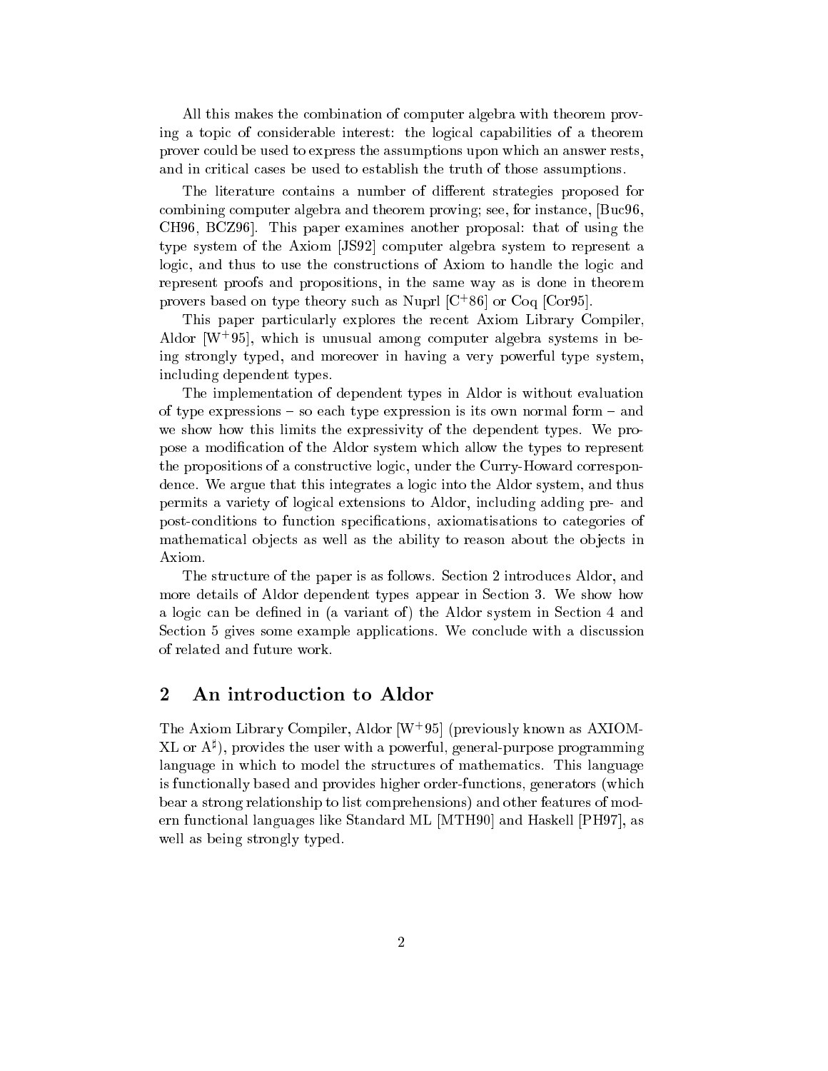All this makes the combination of computer algebra with theorem proving a topic of considerable interest: the logical capabilities of a theorem prover could be used to express the assumptions upon which an answer rests, and in critical cases be used to establish the truth of those assumptions.

The literature contains a number of different strategies proposed for combining computer algebra and theorem proving; see, for instance, [Buc96, CH96, BCZ96]. This paper examines another proposal: that of using the type system of the Axiom [JS92] computer algebra system to represent a logic, and thus to use the constructions of Axiom to handle the logic and represent proofs and propositions, in the same way as is done in theorem provers based on type theory such as Nuprl [C+86] or Coq [Cor95].

This paper particularly explores the recent Axiom Library Compiler, Aldor [W+95], which is unusual among computer algebra systems in being strongly typed, and moreover in having a very powerful type system, including dependent types.

The implementation of dependent types in Aldor is without evaluation of type expressions – so each type expression is its own normal form – and we show how this limits the expressivity of the dependent types. We propose a modification of the Aldor system which allow the types to represent the propositions of a constructive logic, under the Curry-Howard correspondence. We argue that this integrates a logic into the Aldor system, and thus permits a variety of logical extensions to Aldor, including adding pre- and post-conditions to function specifications, axiomatisations to categories of mathematical objects as well as the ability to reason about the objects in Axiom.

The structure of the paper is as follows. Section 2 introduces Aldor, and more details of Aldor dependent types appear in Section 3. We show how a logic can be defined in (a variant of) the Aldor system in Section 4 and Section 5 gives some example applications. We conclude with a discussion of related and future work.

## 2 An introduction to Aldor

The Axiom Library Compiler, Aldor [W+95] (previously known as AXIOM-XL or $A^\sharp$), provides the user with a powerful, general-purpose programming language in which to model the structures of mathematics. This language is functionally based and provides higher order-functions, generators (which bear a strong relationship to list comprehensions) and other features of modern functional languages like Standard ML [MTH90] and Haskell [PH97], as well as being strongly typed.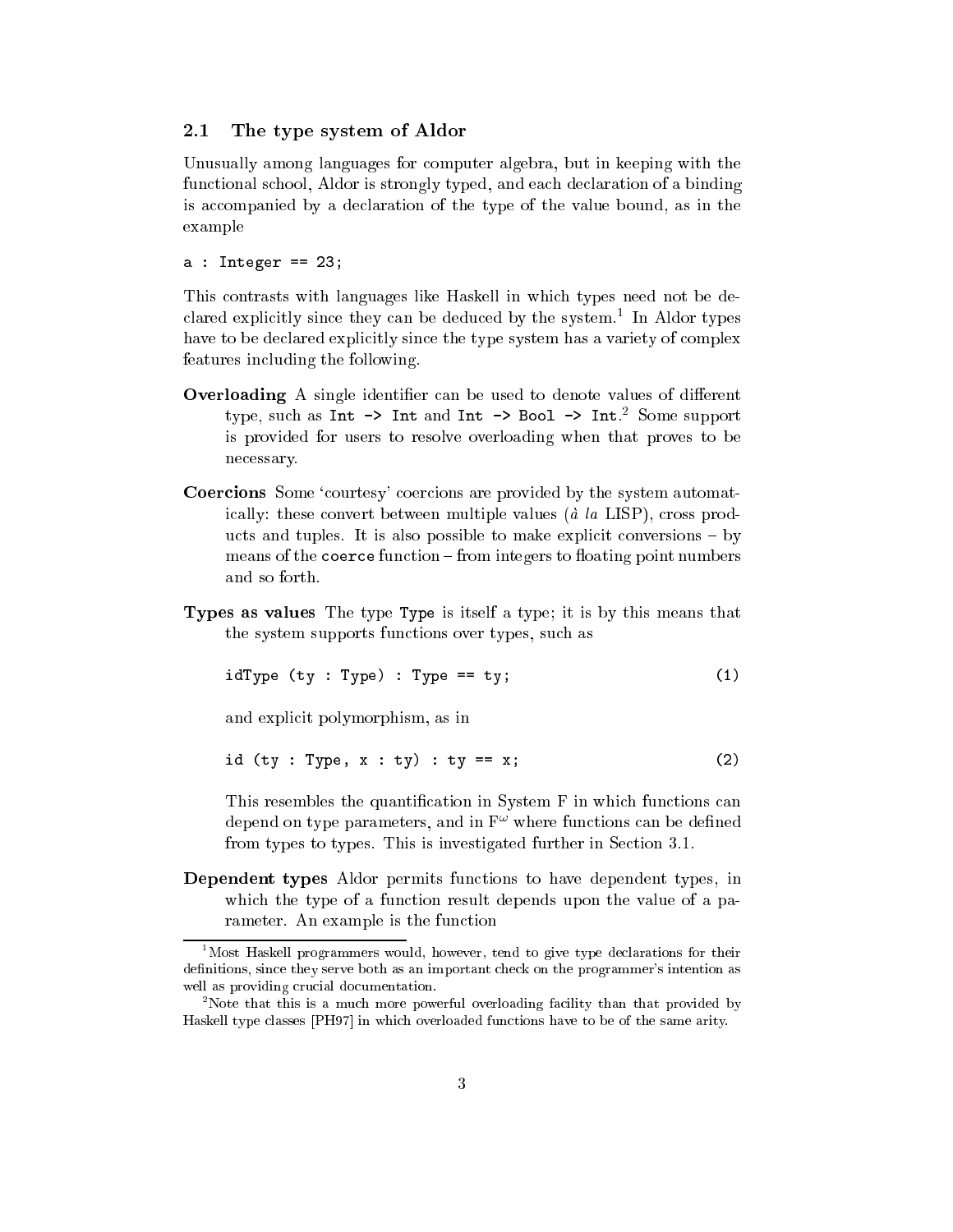### 2.1 The type system of Aldor

Unusually among languages for computer algebra, but in keeping with the functional school, Aldor is strongly typed, and each declaration of a binding is accompanied by a declaration of the type of the value bound, as in the example

```
a : Integer == 23;
```

This contrasts with languages like Haskell in which types need not be declared explicitly since they can be deduced by the system.[1] In Aldor types have to be declared explicitly since the type system has a variety of complex features including the following.

**Overloading** A single identifier can be used to denote values of different type, such as `Int -> Int` and `Int -> Bool -> Int`.[2] Some support is provided for users to resolve overloading when that proves to be necessary.

**Coercions** Some 'courtesy' coercions are provided by the system automatically: these convert between multiple values (*à la* LISP), cross products and tuples. It is also possible to make explicit conversions – by means of the `coerce` function – from integers to floating point numbers and so forth.

**Types as values** The type `Type` is itself a type; it is by this means that the system supports functions over types, such as

```
idType (ty : Type) : Type == ty;                                (1)
```

and explicit polymorphism, as in

```
id (ty : Type, x : ty) : ty == x;                               (2)
```

This resembles the quantification in System F in which functions can depend on type parameters, and in $F^\omega$ where functions can be defined from types to types. This is investigated further in Section 3.1.

**Dependent types** Aldor permits functions to have dependent types, in which the type of a function result depends upon the value of a parameter. An example is the function

[1] Most Haskell programmers would, however, tend to give type declarations for their definitions, since they serve both as an important check on the programmer's intention as well as providing crucial documentation.

[2] Note that this is a much more powerful overloading facility than that provided by Haskell type classes [PH97] in which overloaded functions have to be of the same arity.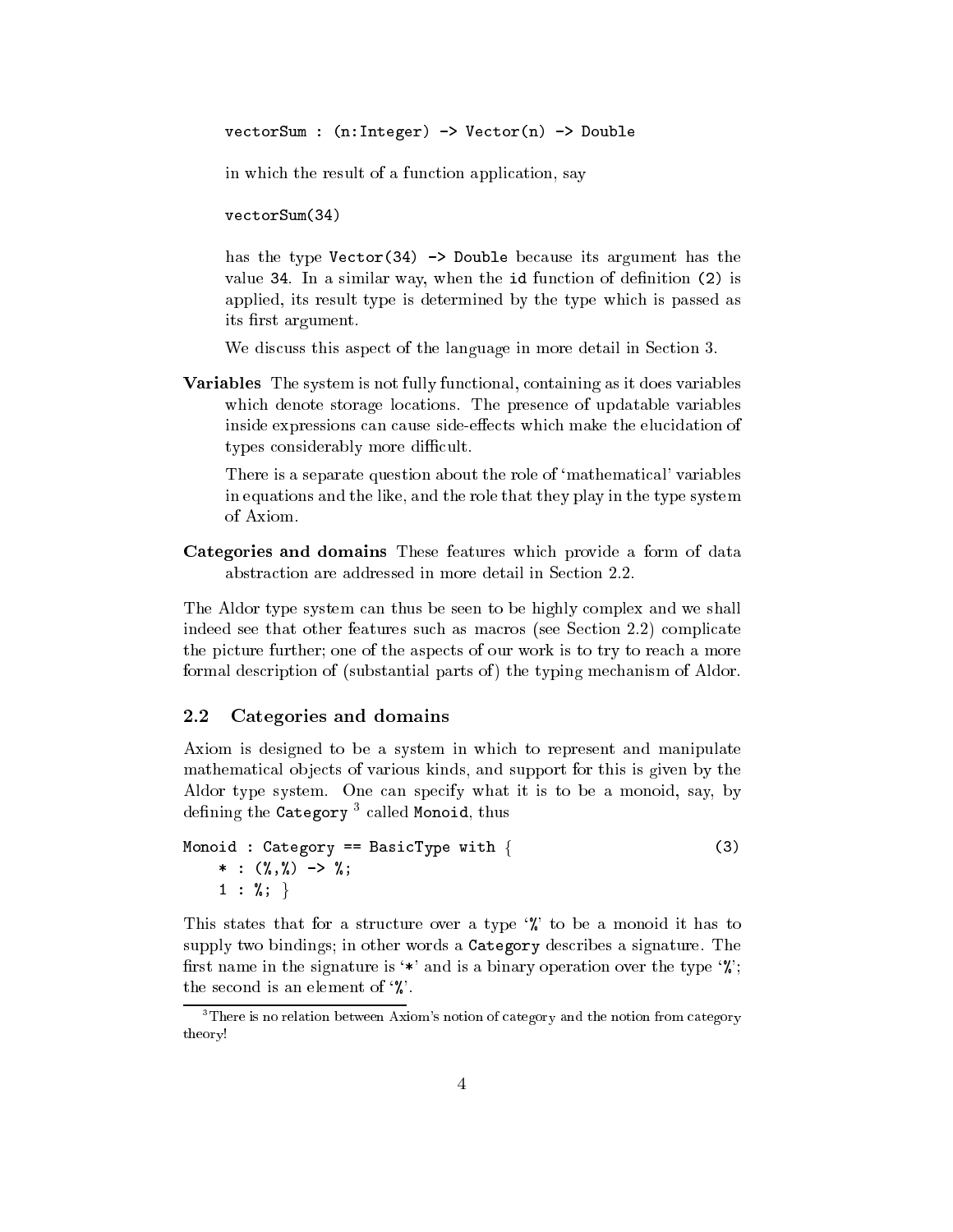```
vectorSum : (n:Integer) -> Vector(n) -> Double
```

in which the result of a function application, say

```
vectorSum(34)
```

has the type `Vector(34) -> Double` because its argument has the value `34`. In a similar way, when the `id` function of definition (2) is applied, its result type is determined by the type which is passed as its first argument.

We discuss this aspect of the language in more detail in Section 3.

**Variables** The system is not fully functional, containing as it does variables which denote storage locations. The presence of updatable variables inside expressions can cause side-effects which make the elucidation of types considerably more difficult.

There is a separate question about the role of 'mathematical' variables in equations and the like, and the role that they play in the type system of Axiom.

**Categories and domains** These features which provide a form of data abstraction are addressed in more detail in Section 2.2.

The Aldor type system can thus be seen to be highly complex and we shall indeed see that other features such as macros (see Section 2.2) complicate the picture further; one of the aspects of our work is to try to reach a more formal description of (substantial parts of) the typing mechanism of Aldor.

## 2.2 Categories and domains

Axiom is designed to be a system in which to represent and manipulate mathematical objects of various kinds, and support for this is given by the Aldor type system. One can specify what it is to be a monoid, say, by defining the `Category` [3] called `Monoid`, thus

```
Monoid : Category == BasicType with {                    (3)
    * : (%,%) -> %;
    1 : %; }
```

This states that for a structure over a type '`%`' to be a monoid it has to supply two bindings; in other words a `Category` describes a signature. The first name in the signature is '`*`' and is a binary operation over the type '`%`'; the second is an element of '`%`'.

[3] There is no relation between Axiom's notion of category and the notion from category theory!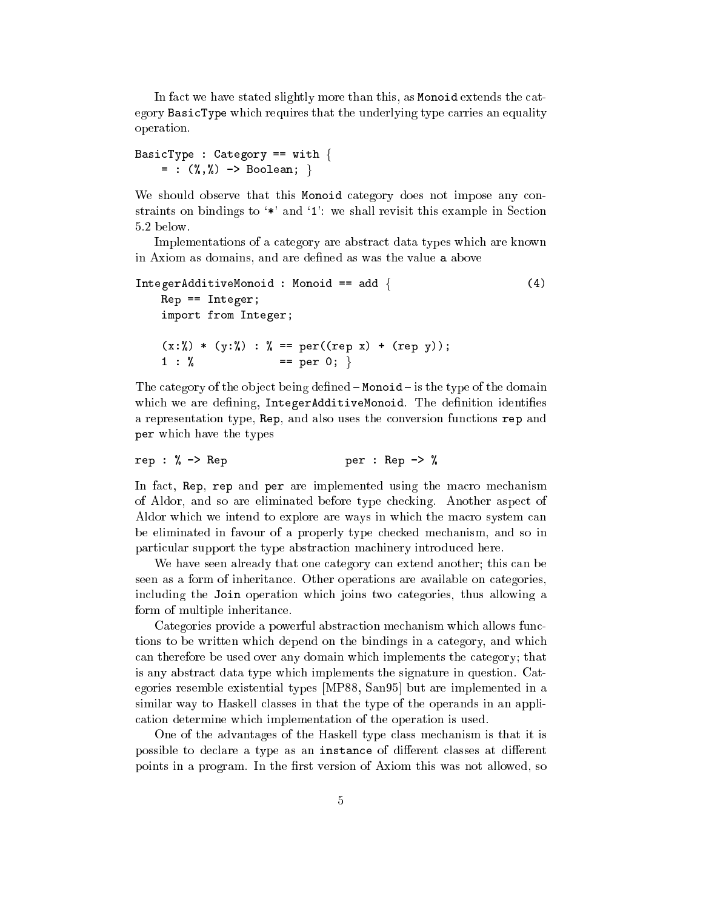In fact we have stated slightly more than this, as `Monoid` extends the category `BasicType` which requires that the underlying type carries an equality operation.

```
BasicType : Category == with {
    = : (%,%) -> Boolean; }
```

We should observe that this `Monoid` category does not impose any constraints on bindings to '`*`' and '`1`': we shall revisit this example in Section 5.2 below.

Implementations of a category are abstract data types which are known in Axiom as domains, and are defined as was the value `a` above

```
IntegerAdditiveMonoid : Monoid == add {                          (4)
    Rep == Integer;
    import from Integer;

    (x:%) * (y:%) : % == per((rep x) + (rep y));
    1 : %             == per 0; }
```

The category of the object being defined – `Monoid` – is the type of the domain which we are defining, `IntegerAdditiveMonoid`. The definition identifies a representation type, `Rep`, and also uses the conversion functions `rep` and `per` which have the types

```
rep : % -> Rep                    per : Rep -> %
```

In fact, `Rep`, `rep` and `per` are implemented using the macro mechanism of Aldor, and so are eliminated before type checking. Another aspect of Aldor which we intend to explore are ways in which the macro system can be eliminated in favour of a properly type checked mechanism, and so in particular support the type abstraction machinery introduced here.

We have seen already that one category can extend another; this can be seen as a form of inheritance. Other operations are available on categories, including the `Join` operation which joins two categories, thus allowing a form of multiple inheritance.

Categories provide a powerful abstraction mechanism which allows functions to be written which depend on the bindings in a category, and which can therefore be used over any domain which implements the category; that is any abstract data type which implements the signature in question. Categories resemble existential types [MP88, San95] but are implemented in a similar way to Haskell classes in that the type of the operands in an application determine which implementation of the operation is used.

One of the advantages of the Haskell type class mechanism is that it is possible to declare a type as an `instance` of different classes at different points in a program. In the first version of Axiom this was not allowed, so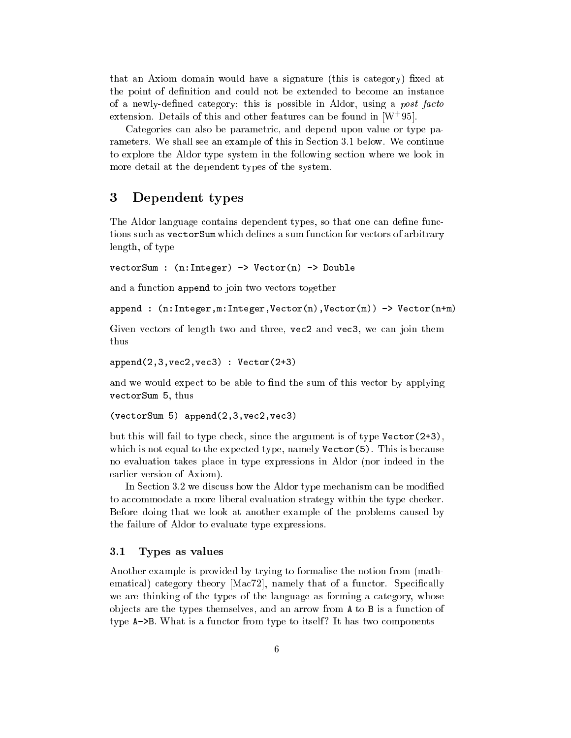that an Axiom domain would have a signature (this is category) fixed at the point of definition and could not be extended to become an instance of a newly-defined category; this is possible in Aldor, using a *post facto* extension. Details of this and other features can be found in [W+95].

Categories can also be parametric, and depend upon value or type parameters. We shall see an example of this in Section 3.1 below. We continue to explore the Aldor type system in the following section where we look in more detail at the dependent types of the system.

## 3 Dependent types

The Aldor language contains dependent types, so that one can define functions such as `vectorSum` which defines a sum function for vectors of arbitrary length, of type

```
vectorSum : (n:Integer) -> Vector(n) -> Double
```

and a function `append` to join two vectors together

```
append : (n:Integer,m:Integer,Vector(n),Vector(m)) -> Vector(n+m)
```

Given vectors of length two and three, `vec2` and `vec3`, we can join them thus

```
append(2,3,vec2,vec3) : Vector(2+3)
```

and we would expect to be able to find the sum of this vector by applying `vectorSum 5`, thus

```
(vectorSum 5) append(2,3,vec2,vec3)
```

but this will fail to type check, since the argument is of type `Vector(2+3)`, which is not equal to the expected type, namely `Vector(5)`. This is because no evaluation takes place in type expressions in Aldor (nor indeed in the earlier version of Axiom).

In Section 3.2 we discuss how the Aldor type mechanism can be modified to accommodate a more liberal evaluation strategy within the type checker. Before doing that we look at another example of the problems caused by the failure of Aldor to evaluate type expressions.

### 3.1 Types as values

Another example is provided by trying to formalise the notion from (mathematical) category theory [Mac72], namely that of a functor. Specifically we are thinking of the types of the language as forming a category, whose objects are the types themselves, and an arrow from `A` to `B` is a function of type `A->B`. What is a functor from type to itself? It has two components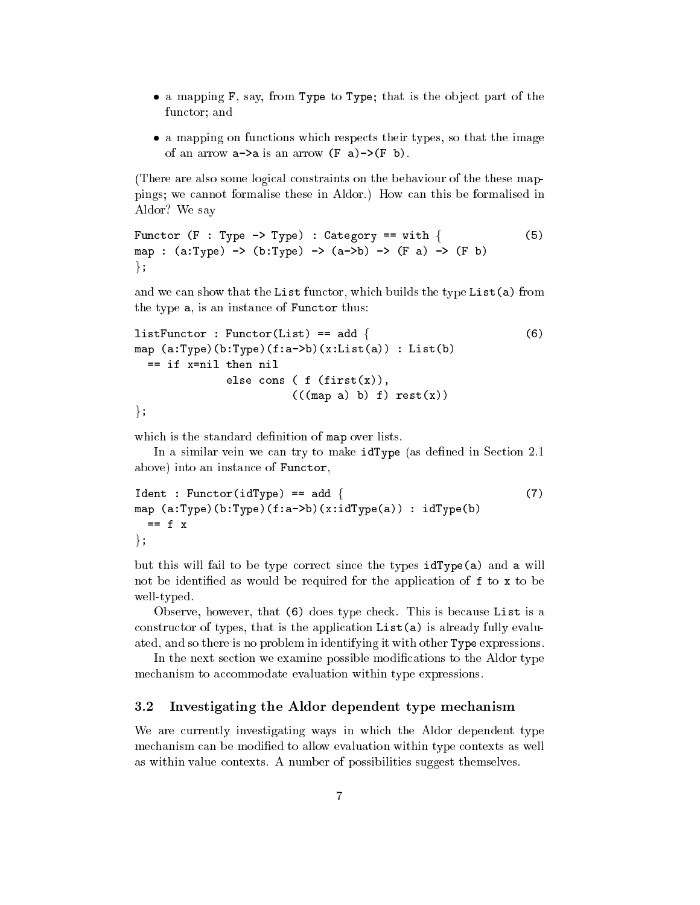- a mapping `F`, say, from `Type` to `Type`; that is the object part of the functor; and
- a mapping on functions which respects their types, so that the image of an arrow `a->a` is an arrow `(F a)->(F b)`.

(There are also some logical constraints on the behaviour of the these mappings; we cannot formalise these in Aldor.) How can this be formalised in Aldor? We say

```
Functor (F : Type -> Type) : Category == with {             (5)
map : (a:Type) -> (b:Type) -> (a->b) -> (F a) -> (F b)
};
```

and we can show that the `List` functor, which builds the type `List(a)` from the type `a`, is an instance of `Functor` thus:

```
listFunctor : Functor(List) == add {                        (6)
map (a:Type)(b:Type)(f:a->b)(x:List(a)) : List(b)
  == if x=nil then nil
             else cons ( f (first(x)),
                         (((map a) b) f) rest(x))
};
```

which is the standard definition of `map` over lists.

In a similar vein we can try to make `idType` (as defined in Section 2.1 above) into an instance of `Functor`,

```
Ident : Functor(idType) == add {                            (7)
map (a:Type)(b:Type)(f:a->b)(x:idType(a)) : idType(b)
  == f x
};
```

but this will fail to be type correct since the types `idType(a)` and `a` will not be identified as would be required for the application of `f` to `x` to be well-typed.

Observe, however, that `(6)` does type check. This is because `List` is a constructor of types, that is the application `List(a)` is already fully evaluated, and so there is no problem in identifying it with other `Type` expressions.

In the next section we examine possible modifications to the Aldor type mechanism to accommodate evaluation within type expressions.

### 3.2 Investigating the Aldor dependent type mechanism

We are currently investigating ways in which the Aldor dependent type mechanism can be modified to allow evaluation within type contexts as well as within value contexts. A number of possibilities suggest themselves.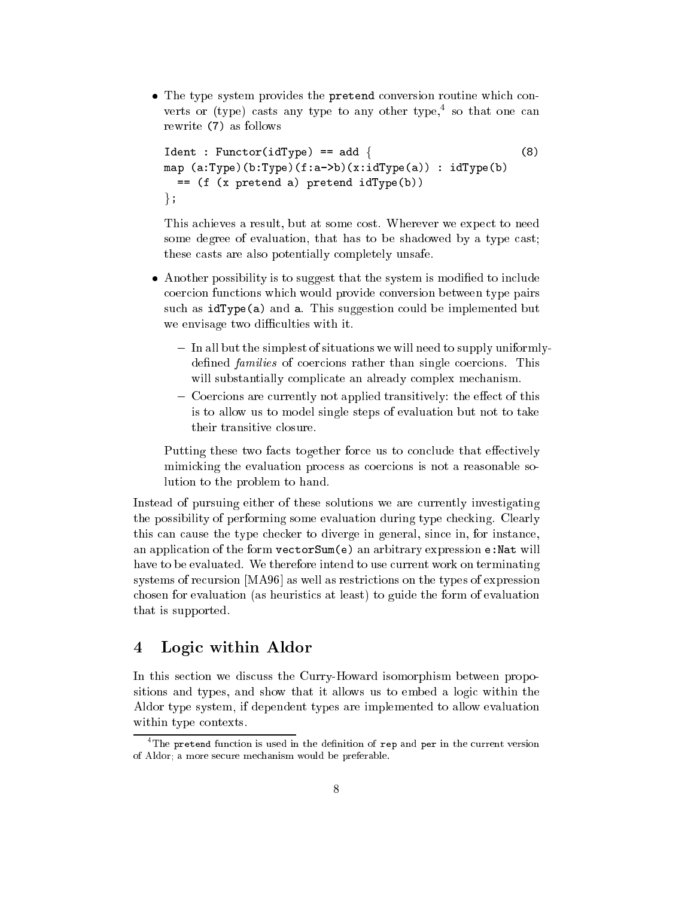- The type system provides the `pretend` conversion routine which converts or (type) casts any type to any other type,[4] so that one can rewrite (7) as follows

  ```
  Ident : Functor(idType) == add {                          (8)
  map (a:Type)(b:Type)(f:a->b)(x:idType(a)) : idType(b)
    == (f (x pretend a) pretend idType(b))
  };
  ```

  This achieves a result, but at some cost. Wherever we expect to need some degree of evaluation, that has to be shadowed by a type cast; these casts are also potentially completely unsafe.

- Another possibility is to suggest that the system is modified to include coercion functions which would provide conversion between type pairs such as `idType(a)` and `a`. This suggestion could be implemented but we envisage two difficulties with it.

  - In all but the simplest of situations we will need to supply uniformly-defined *families* of coercions rather than single coercions. This will substantially complicate an already complex mechanism.
  - Coercions are currently not applied transitively: the effect of this is to allow us to model single steps of evaluation but not to take their transitive closure.

  Putting these two facts together force us to conclude that effectively mimicking the evaluation process as coercions is not a reasonable solution to the problem to hand.

Instead of pursuing either of these solutions we are currently investigating the possibility of performing some evaluation during type checking. Clearly this can cause the type checker to diverge in general, since in, for instance, an application of the form `vectorSum(e)` an arbitrary expression `e:Nat` will have to be evaluated. We therefore intend to use current work on terminating systems of recursion [MA96] as well as restrictions on the types of expression chosen for evaluation (as heuristics at least) to guide the form of evaluation that is supported.

## 4 Logic within Aldor

In this section we discuss the Curry-Howard isomorphism between propositions and types, and show that it allows us to embed a logic within the Aldor type system, if dependent types are implemented to allow evaluation within type contexts.

[4] The `pretend` function is used in the definition of `rep` and `per` in the current version of Aldor; a more secure mechanism would be preferable.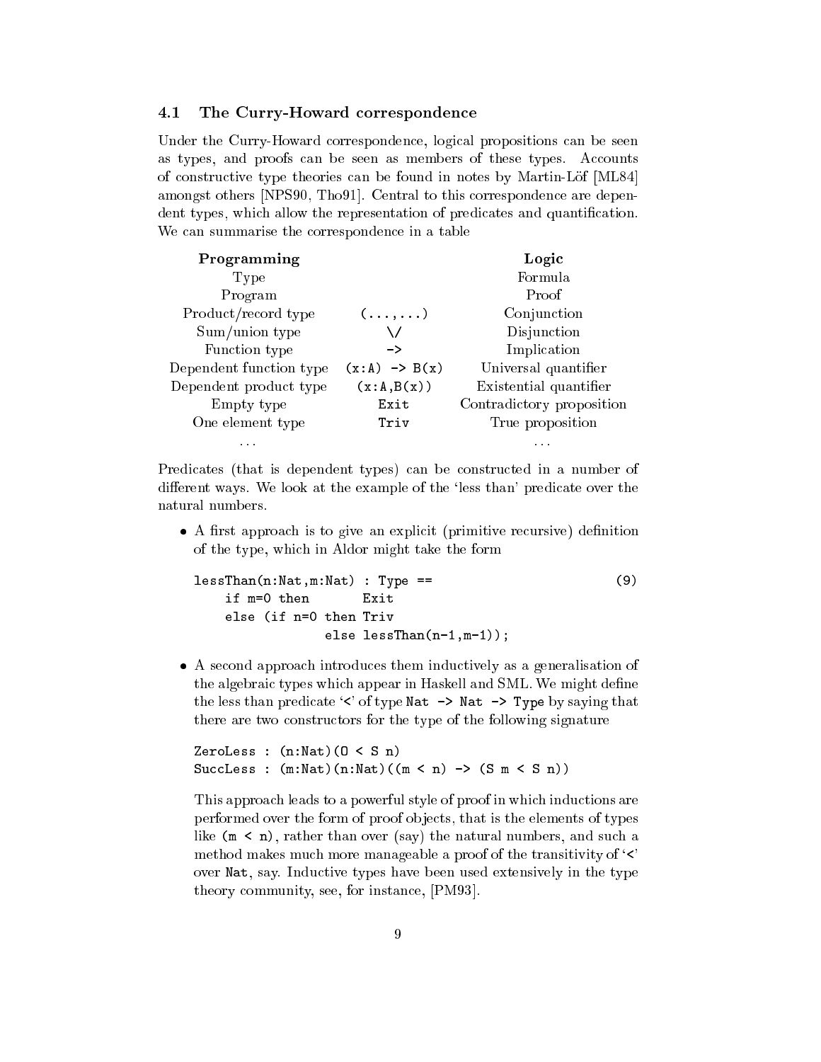### 4.1 The Curry-Howard correspondence

Under the Curry-Howard correspondence, logical propositions can be seen as types, and proofs can be seen as members of these types. Accounts of constructive type theories can be found in notes by Martin-Löf [ML84] amongst others [NPS90, Tho91]. Central to this correspondence are dependent types, which allow the representation of predicates and quantification. We can summarise the correspondence in a table

| Programming | | Logic |
|---|---|---|
| Type | | Formula |
| Program | | Proof |
| Product/record type | `(...,...)` | Conjunction |
| Sum/union type | `\/` | Disjunction |
| Function type | `->` | Implication |
| Dependent function type | `(x:A) -> B(x)` | Universal quantifier |
| Dependent product type | `(x:A,B(x))` | Existential quantifier |
| Empty type | `Exit` | Contradictory proposition |
| One element type | `Triv` | True proposition |
| ... | | ... |

Predicates (that is dependent types) can be constructed in a number of different ways. We look at the example of the 'less than' predicate over the natural numbers.

- A first approach is to give an explicit (primitive recursive) definition of the type, which in Aldor might take the form

  ```
  lessThan(n:Nat,m:Nat) : Type ==                          (9)
      if m=0 then       Exit
      else (if n=0 then Triv
                  else lessThan(n-1,m-1));
  ```

- A second approach introduces them inductively as a generalisation of the algebraic types which appear in Haskell and SML. We might define the less than predicate '`<`' of type `Nat -> Nat -> Type` by saying that there are two constructors for the type of the following signature

  ```
  ZeroLess : (n:Nat)(0 < S n)
  SuccLess : (m:Nat)(n:Nat)((m < n) -> (S m < S n))
  ```

  This approach leads to a powerful style of proof in which inductions are performed over the form of proof objects, that is the elements of types like `(m < n)`, rather than over (say) the natural numbers, and such a method makes much more manageable a proof of the transitivity of '`<`' over `Nat`, say. Inductive types have been used extensively in the type theory community, see, for instance, [PM93].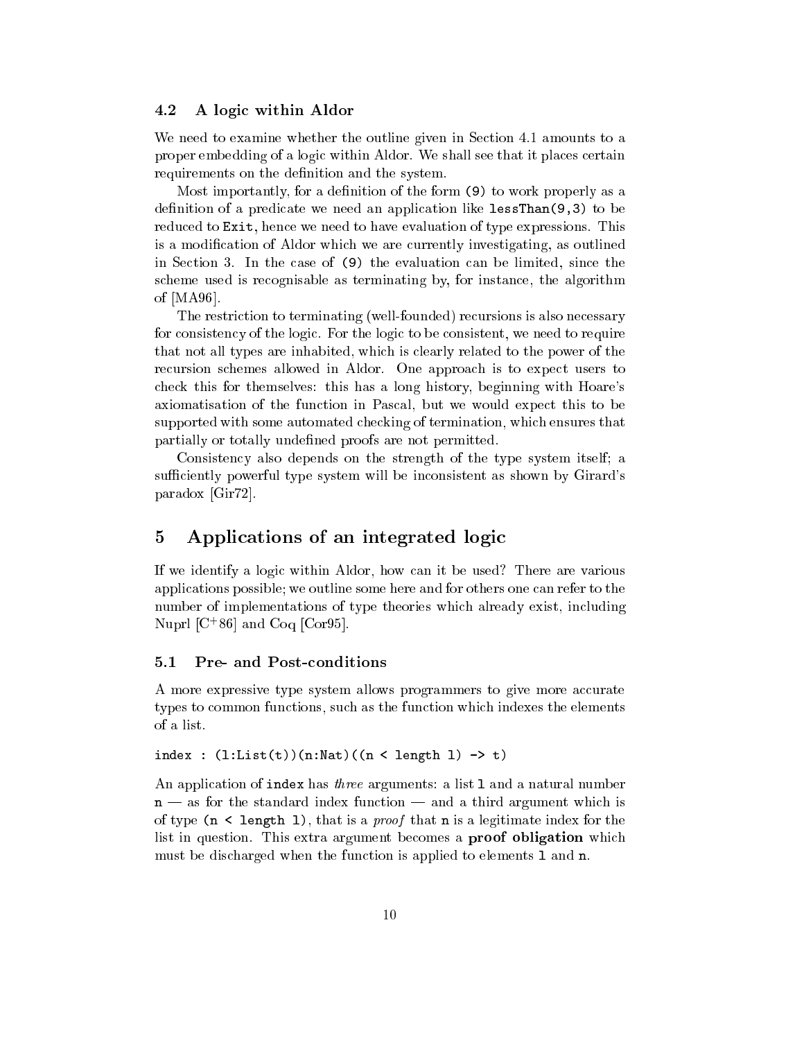### 4.2 A logic within Aldor

We need to examine whether the outline given in Section 4.1 amounts to a proper embedding of a logic within Aldor. We shall see that it places certain requirements on the definition and the system.

Most importantly, for a definition of the form `(9)` to work properly as a definition of a predicate we need an application like `lessThan(9,3)` to be reduced to `Exit`, hence we need to have evaluation of type expressions. This is a modification of Aldor which we are currently investigating, as outlined in Section 3. In the case of `(9)` the evaluation can be limited, since the scheme used is recognisable as terminating by, for instance, the algorithm of [MA96].

The restriction to terminating (well-founded) recursions is also necessary for consistency of the logic. For the logic to be consistent, we need to require that not all types are inhabited, which is clearly related to the power of the recursion schemes allowed in Aldor. One approach is to expect users to check this for themselves: this has a long history, beginning with Hoare's axiomatisation of the function in Pascal, but we would expect this to be supported with some automated checking of termination, which ensures that partially or totally undefined proofs are not permitted.

Consistency also depends on the strength of the type system itself; a sufficiently powerful type system will be inconsistent as shown by Girard's paradox [Gir72].

## 5 Applications of an integrated logic

If we identify a logic within Aldor, how can it be used? There are various applications possible; we outline some here and for others one can refer to the number of implementations of type theories which already exist, including Nuprl [C+86] and Coq [Cor95].

### 5.1 Pre- and Post-conditions

A more expressive type system allows programmers to give more accurate types to common functions, such as the function which indexes the elements of a list.

```
index : (l:List(t))(n:Nat)((n < length l) -> t)
```

An application of `index` has *three* arguments: a list `l` and a natural number `n` — as for the standard index function — and a third argument which is of type `(n < length l)`, that is a *proof* that `n` is a legitimate index for the list in question. This extra argument becomes a **proof obligation** which must be discharged when the function is applied to elements `l` and `n`.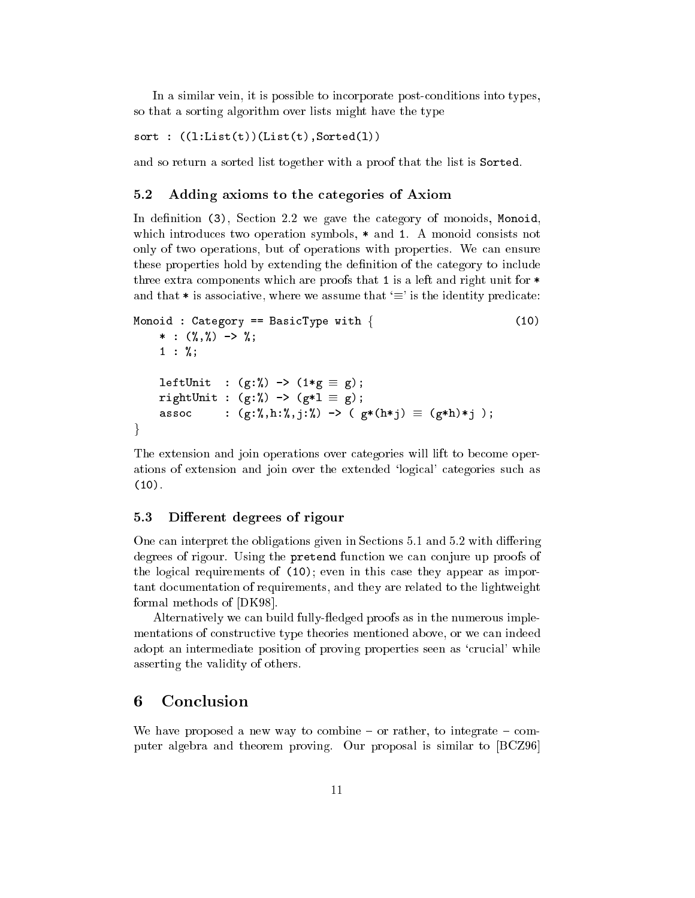In a similar vein, it is possible to incorporate post-conditions into types, so that a sorting algorithm over lists might have the type

```
sort : ((l:List(t))(List(t),Sorted(l))
```

and so return a sorted list together with a proof that the list is `Sorted`.

### 5.2 Adding axioms to the categories of Axiom

In definition (3), Section 2.2 we gave the category of monoids, `Monoid`, which introduces two operation symbols, `*` and `1`. A monoid consists not only of two operations, but of operations with properties. We can ensure these properties hold by extending the definition of the category to include three extra components which are proofs that `1` is a left and right unit for `*` and that `*` is associative, where we assume that '≡' is the identity predicate:

```
Monoid : Category == BasicType with {                        (10)
    * : (%,%) -> %;
    1 : %;

    leftUnit  : (g:%) -> (1*g ≡ g);
    rightUnit : (g:%) -> (g*1 ≡ g);
    assoc     : (g:%,h:%,j:%) -> ( g*(h*j) ≡ (g*h)*j );
}
```

The extension and join operations over categories will lift to become operations of extension and join over the extended 'logical' categories such as (10).

### 5.3 Different degrees of rigour

One can interpret the obligations given in Sections 5.1 and 5.2 with differing degrees of rigour. Using the `pretend` function we can conjure up proofs of the logical requirements of (10); even in this case they appear as important documentation of requirements, and they are related to the lightweight formal methods of [DK98].

Alternatively we can build fully-fledged proofs as in the numerous implementations of constructive type theories mentioned above, or we can indeed adopt an intermediate position of proving properties seen as 'crucial' while asserting the validity of others.

## 6 Conclusion

We have proposed a new way to combine – or rather, to integrate – computer algebra and theorem proving. Our proposal is similar to [BCZ96]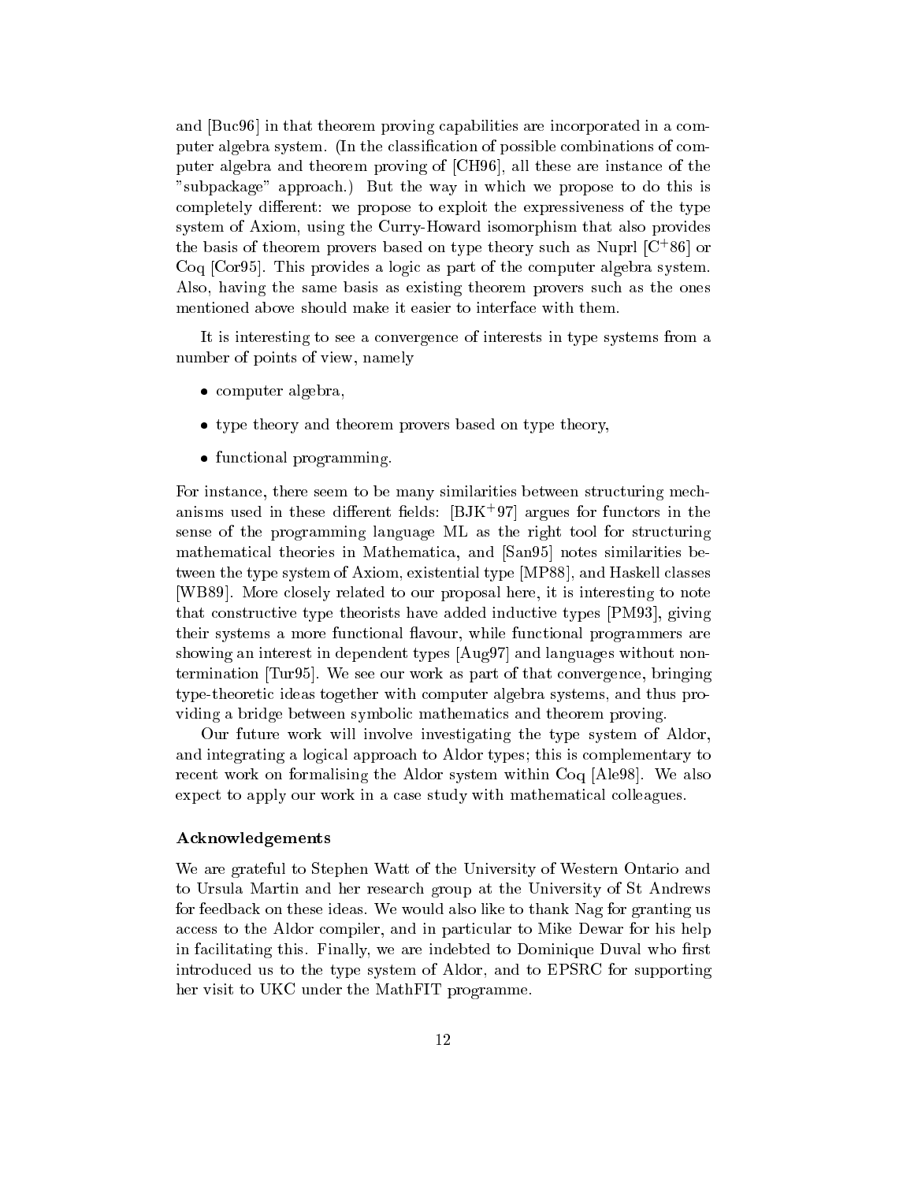and [Buc96] in that theorem proving capabilities are incorporated in a computer algebra system. (In the classification of possible combinations of computer algebra and theorem proving of [CH96], all these are instance of the "subpackage" approach.) But the way in which we propose to do this is completely different: we propose to exploit the expressiveness of the type system of Axiom, using the Curry-Howard isomorphism that also provides the basis of theorem provers based on type theory such as Nuprl [C+86] or Coq [Cor95]. This provides a logic as part of the computer algebra system. Also, having the same basis as existing theorem provers such as the ones mentioned above should make it easier to interface with them.

It is interesting to see a convergence of interests in type systems from a number of points of view, namely

- computer algebra,
- type theory and theorem provers based on type theory,
- functional programming.

For instance, there seem to be many similarities between structuring mechanisms used in these different fields: [BJK+97] argues for functors in the sense of the programming language ML as the right tool for structuring mathematical theories in Mathematica, and [San95] notes similarities between the type system of Axiom, existential type [MP88], and Haskell classes [WB89]. More closely related to our proposal here, it is interesting to note that constructive type theorists have added inductive types [PM93], giving their systems a more functional flavour, while functional programmers are showing an interest in dependent types [Aug97] and languages without non-termination [Tur95]. We see our work as part of that convergence, bringing type-theoretic ideas together with computer algebra systems, and thus providing a bridge between symbolic mathematics and theorem proving.

Our future work will involve investigating the type system of Aldor, and integrating a logical approach to Aldor types; this is complementary to recent work on formalising the Aldor system within Coq [Ale98]. We also expect to apply our work in a case study with mathematical colleagues.

### Acknowledgements

We are grateful to Stephen Watt of the University of Western Ontario and to Ursula Martin and her research group at the University of St Andrews for feedback on these ideas. We would also like to thank Nag for granting us access to the Aldor compiler, and in particular to Mike Dewar for his help in facilitating this. Finally, we are indebted to Dominique Duval who first introduced us to the type system of Aldor, and to EPSRC for supporting her visit to UKC under the MathFIT programme.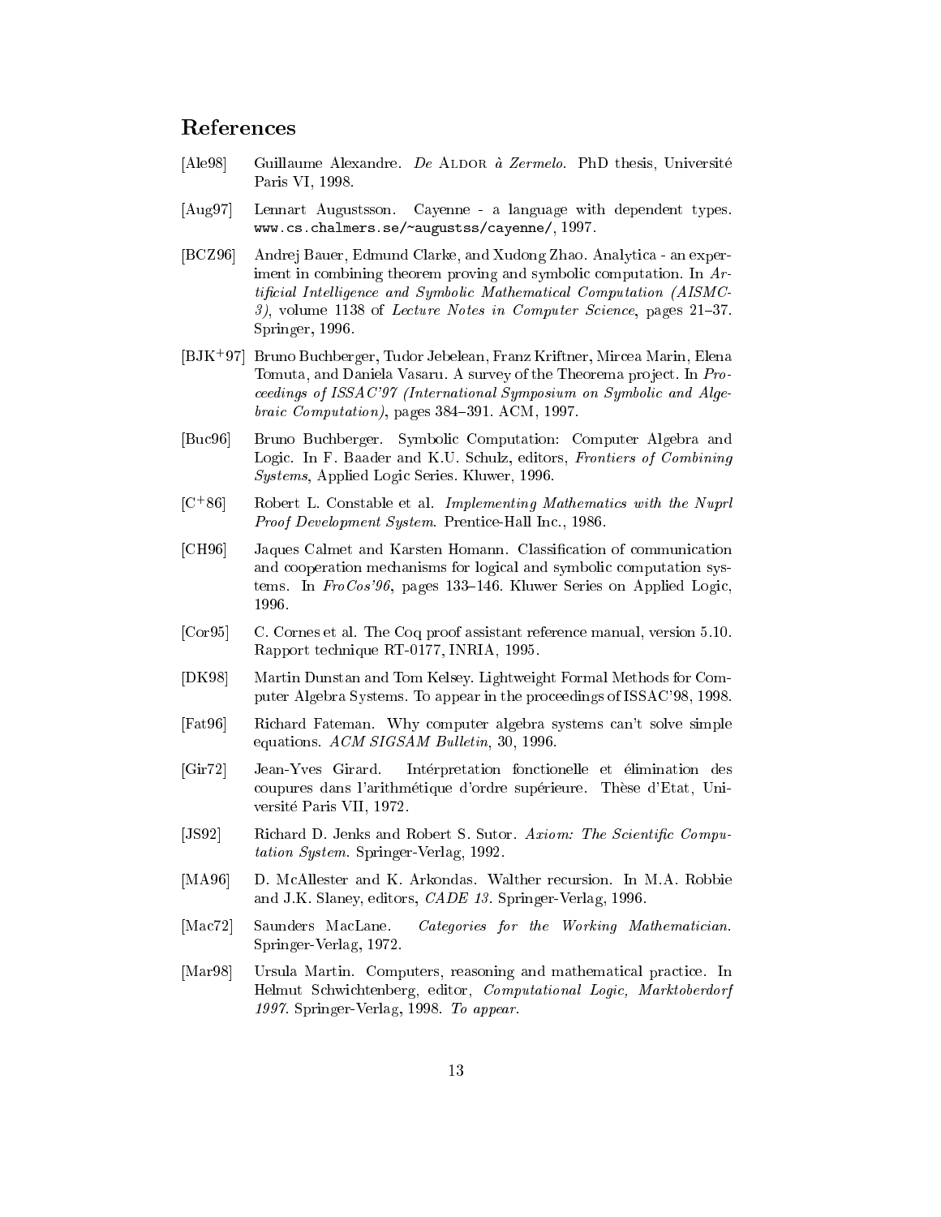## References

[Ale98] Guillaume Alexandre. *De* ALDOR *à Zermelo*. PhD thesis, Université Paris VI, 1998.

[Aug97] Lennart Augustsson. Cayenne - a language with dependent types. www.cs.chalmers.se/~augustss/cayenne/, 1997.

[BCZ96] Andrej Bauer, Edmund Clarke, and Xudong Zhao. Analytica - an experiment in combining theorem proving and symbolic computation. In *Artificial Intelligence and Symbolic Mathematical Computation (AISMC-3)*, volume 1138 of *Lecture Notes in Computer Science*, pages 21–37. Springer, 1996.

[BJK+97] Bruno Buchberger, Tudor Jebelean, Franz Kriftner, Mircea Marin, Elena Tomuta, and Daniela Vasaru. A survey of the Theorema project. In *Proceedings of ISSAC'97 (International Symposium on Symbolic and Algebraic Computation)*, pages 384–391. ACM, 1997.

[Buc96] Bruno Buchberger. Symbolic Computation: Computer Algebra and Logic. In F. Baader and K.U. Schulz, editors, *Frontiers of Combining Systems*, Applied Logic Series. Kluwer, 1996.

[C+86] Robert L. Constable et al. *Implementing Mathematics with the Nuprl Proof Development System*. Prentice-Hall Inc., 1986.

[CH96] Jaques Calmet and Karsten Homann. Classification of communication and cooperation mechanisms for logical and symbolic computation systems. In *FroCos'96*, pages 133–146. Kluwer Series on Applied Logic, 1996.

[Cor95] C. Cornes et al. The Coq proof assistant reference manual, version 5.10. Rapport technique RT-0177, INRIA, 1995.

[DK98] Martin Dunstan and Tom Kelsey. Lightweight Formal Methods for Computer Algebra Systems. To appear in the proceedings of ISSAC'98, 1998.

[Fat96] Richard Fateman. Why computer algebra systems can't solve simple equations. *ACM SIGSAM Bulletin*, 30, 1996.

[Gir72] Jean-Yves Girard. Intérpretation fonctionelle et élimination des coupures dans l'arithmétique d'ordre supérieure. Thèse d'Etat, Université Paris VII, 1972.

[JS92] Richard D. Jenks and Robert S. Sutor. *Axiom: The Scientific Computation System*. Springer-Verlag, 1992.

[MA96] D. McAllester and K. Arkondas. Walther recursion. In M.A. Robbie and J.K. Slaney, editors, *CADE 13*. Springer-Verlag, 1996.

[Mac72] Saunders MacLane. *Categories for the Working Mathematician*. Springer-Verlag, 1972.

[Mar98] Ursula Martin. Computers, reasoning and mathematical practice. In Helmut Schwichtenberg, editor, *Computational Logic, Marktoberdorf 1997*. Springer-Verlag, 1998. *To appear*.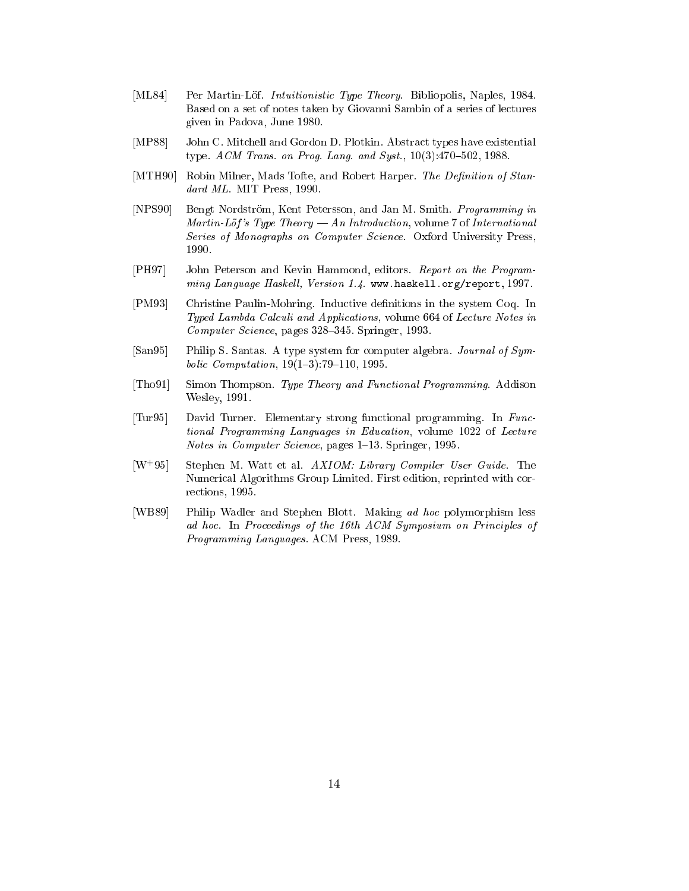[ML84] Per Martin-Löf. *Intuitionistic Type Theory*. Bibliopolis, Naples, 1984. Based on a set of notes taken by Giovanni Sambin of a series of lectures given in Padova, June 1980.

[MP88] John C. Mitchell and Gordon D. Plotkin. Abstract types have existential type. *ACM Trans. on Prog. Lang. and Syst.*, 10(3):470–502, 1988.

[MTH90] Robin Milner, Mads Tofte, and Robert Harper. *The Definition of Standard ML*. MIT Press, 1990.

[NPS90] Bengt Nordström, Kent Petersson, and Jan M. Smith. *Programming in Martin-Löf's Type Theory — An Introduction*, volume 7 of *International Series of Monographs on Computer Science*. Oxford University Press, 1990.

[PH97] John Peterson and Kevin Hammond, editors. *Report on the Programming Language Haskell, Version 1.4*. `www.haskell.org/report`, 1997.

[PM93] Christine Paulin-Mohring. Inductive definitions in the system Coq. In *Typed Lambda Calculi and Applications*, volume 664 of *Lecture Notes in Computer Science*, pages 328–345. Springer, 1993.

[San95] Philip S. Santas. A type system for computer algebra. *Journal of Symbolic Computation*, 19(1–3):79–110, 1995.

[Tho91] Simon Thompson. *Type Theory and Functional Programming*. Addison Wesley, 1991.

[Tur95] David Turner. Elementary strong functional programming. In *Functional Programming Languages in Education*, volume 1022 of *Lecture Notes in Computer Science*, pages 1–13. Springer, 1995.

[W+95] Stephen M. Watt et al. *AXIOM: Library Compiler User Guide*. The Numerical Algorithms Group Limited. First edition, reprinted with corrections, 1995.

[WB89] Philip Wadler and Stephen Blott. Making *ad hoc* polymorphism less *ad hoc*. In *Proceedings of the 16th ACM Symposium on Principles of Programming Languages*. ACM Press, 1989.